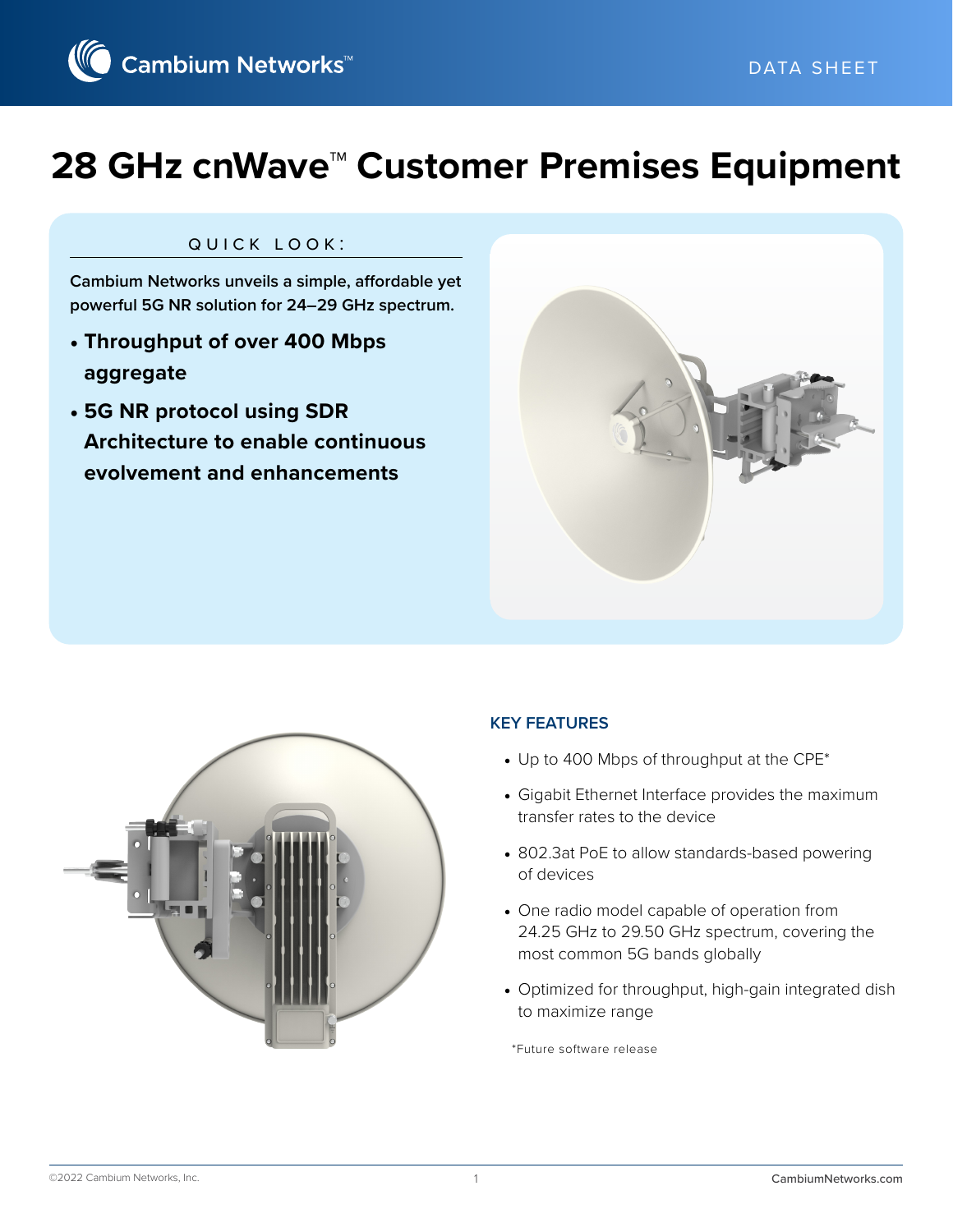# 28 GHz cnWave™ Customer Premises Equipment

## QUICK LOOK:

**Cambium Networks unveils a simple, affordable yet powerful 5G NR solution for 24–29 GHz spectrum.**

- **Throughput of over 400 Mbps aggregate**
- **5G NR protocol using SDR Architecture to enable continuous evolvement and enhancements**

## KEY FEATURES

- Up to 400 Mbps of throughput at the CPE*
- Gigabit Ethernet Interface provides the maximum transfer rates to the device
- 802.3at PoE to allow standards-based powering of devices
- One radio model capable of operation from 24.25 GHz to 29.50 GHz spectrum, covering the most common 5G bands globally
- Optimized for throughput, high-gain integrated dish to maximize range

*Future software release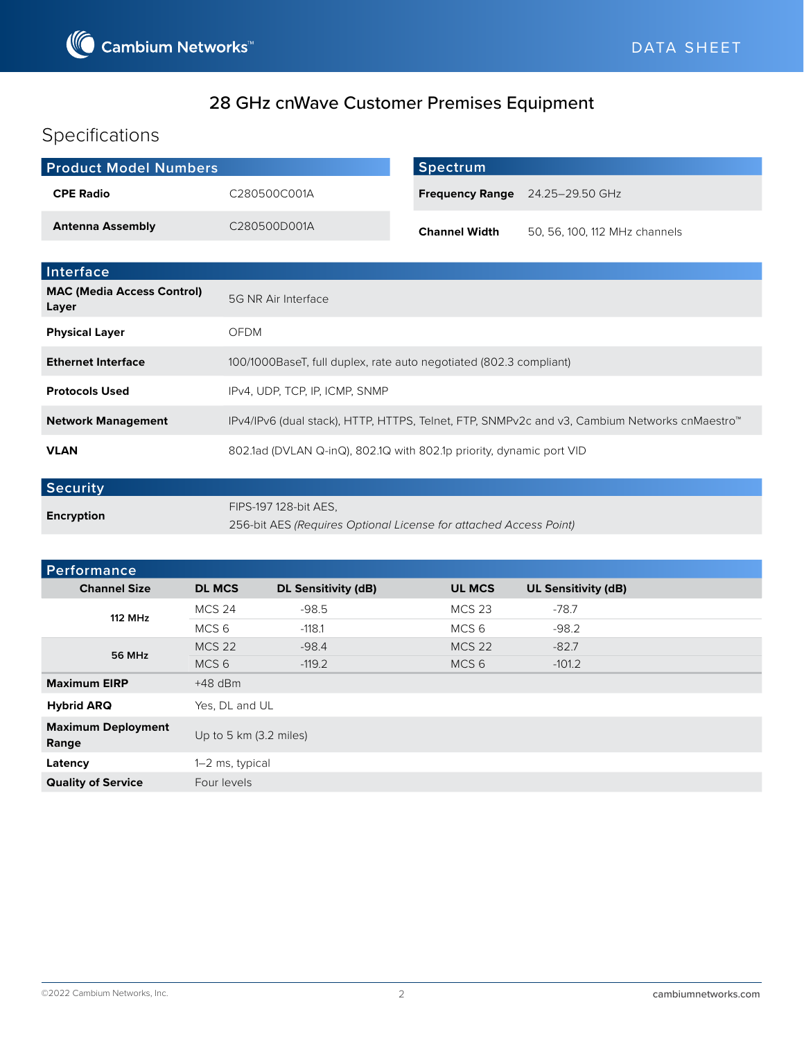## 28 GHz cnWave Customer Premises Equipment

# Specifications

### Product Model Numbers

| | |
|---|---|
| **CPE Radio** | C280500C001A |
| **Antenna Assembly** | C280500D001A |

### Spectrum

| | |
|---|---|
| **Frequency Range** | 24.25–29.50 GHz |
| **Channel Width** | 50, 56, 100, 112 MHz channels |

### Interface

| | |
|---|---|
| **MAC (Media Access Control) Layer** | 5G NR Air Interface |
| **Physical Layer** | OFDM |
| **Ethernet Interface** | 100/1000BaseT, full duplex, rate auto negotiated (802.3 compliant) |
| **Protocols Used** | IPv4, UDP, TCP, IP, ICMP, SNMP |
| **Network Management** | IPv4/IPv6 (dual stack), HTTP, HTTPS, Telnet, FTP, SNMPv2c and v3, Cambium Networks cnMaestro™ |
| **VLAN** | 802.1ad (DVLAN Q-inQ), 802.1Q with 802.1p priority, dynamic port VID |

### Security

| | |
|---|---|
| **Encryption** | FIPS-197 128-bit AES,<br>256-bit AES *(Requires Optional License for attached Access Point)* |

### Performance

| Channel Size | DL MCS | DL Sensitivity (dB) | UL MCS | UL Sensitivity (dB) |
|---|---|---|---|---|
| 112 MHz | MCS 24 | -98.5 | MCS 23 | -78.7 |
| | MCS 6 | -118.1 | MCS 6 | -98.2 |
| 56 MHz | MCS 22 | -98.4 | MCS 22 | -82.7 |
| | MCS 6 | -119.2 | MCS 6 | -101.2 |
| **Maximum EIRP** | +48 dBm | | | |
| **Hybrid ARQ** | Yes, DL and UL | | | |
| **Maximum Deployment Range** | Up to 5 km (3.2 miles) | | | |
| **Latency** | 1–2 ms, typical | | | |
| **Quality of Service** | Four levels | | | |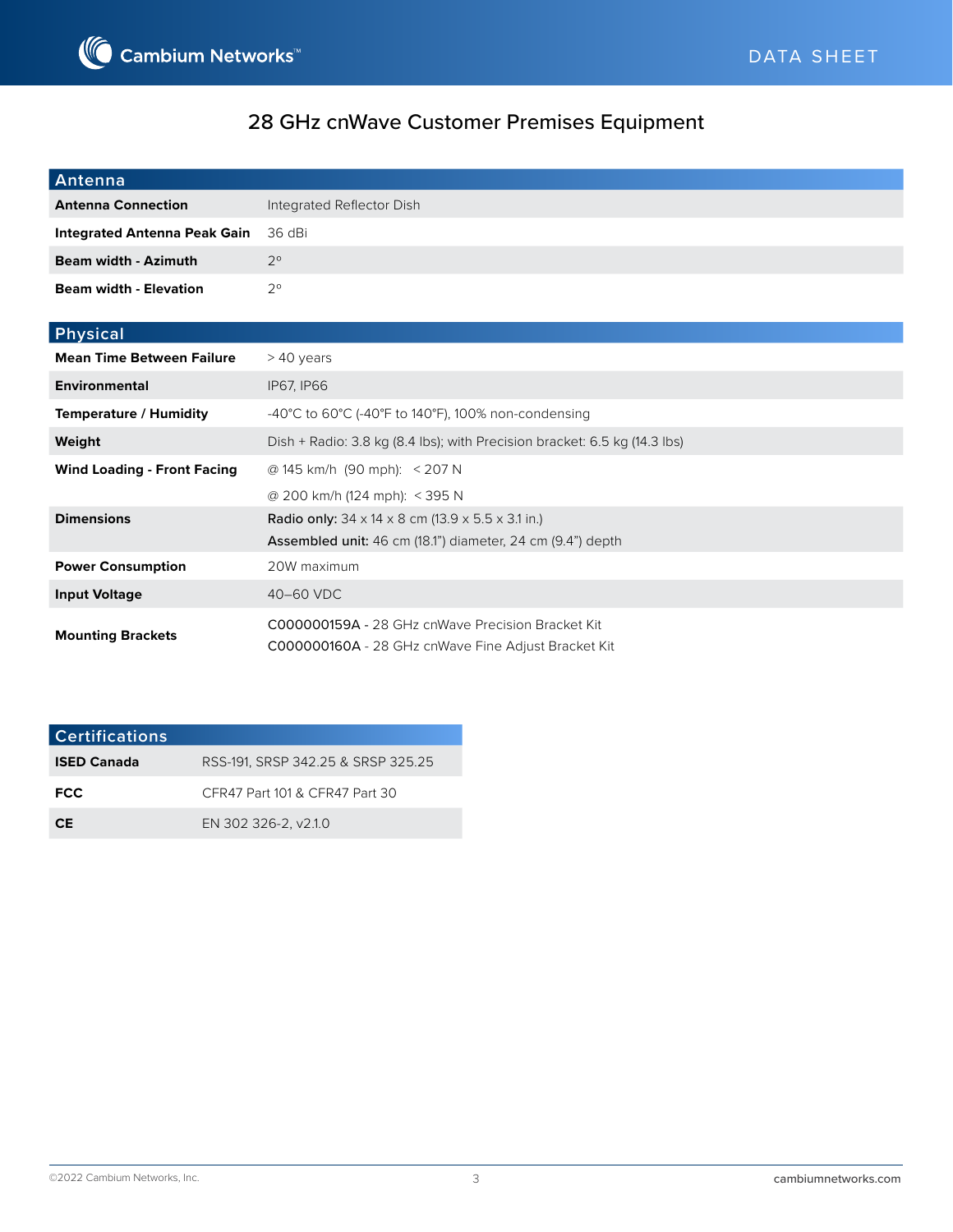# 28 GHz cnWave Customer Premises Equipment

| Antenna | |
|---|---|
| **Antenna Connection** | Integrated Reflector Dish |
| **Integrated Antenna Peak Gain** | 36 dBi |
| **Beam width - Azimuth** | 2° |
| **Beam width - Elevation** | 2° |

| Physical | |
|---|---|
| **Mean Time Between Failure** | > 40 years |
| **Environmental** | IP67, IP66 |
| **Temperature / Humidity** | -40°C to 60°C (-40°F to 140°F), 100% non-condensing |
| **Weight** | Dish + Radio: 3.8 kg (8.4 lbs); with Precision bracket: 6.5 kg (14.3 lbs) |
| **Wind Loading - Front Facing** | @ 145 km/h (90 mph): < 207 N<br>@ 200 km/h (124 mph): < 395 N |
| **Dimensions** | **Radio only:** 34 x 14 x 8 cm (13.9 x 5.5 x 3.1 in.)<br>**Assembled unit:** 46 cm (18.1") diameter, 24 cm (9.4") depth |
| **Power Consumption** | 20W maximum |
| **Input Voltage** | 40–60 VDC |
| **Mounting Brackets** | C000000159A - 28 GHz cnWave Precision Bracket Kit<br>C000000160A - 28 GHz cnWave Fine Adjust Bracket Kit |

| Certifications | |
|---|---|
| **ISED Canada** | RSS-191, SRSP 342.25 & SRSP 325.25 |
| **FCC** | CFR47 Part 101 & CFR47 Part 30 |
| **CE** | EN 302 326-2, v2.1.0 |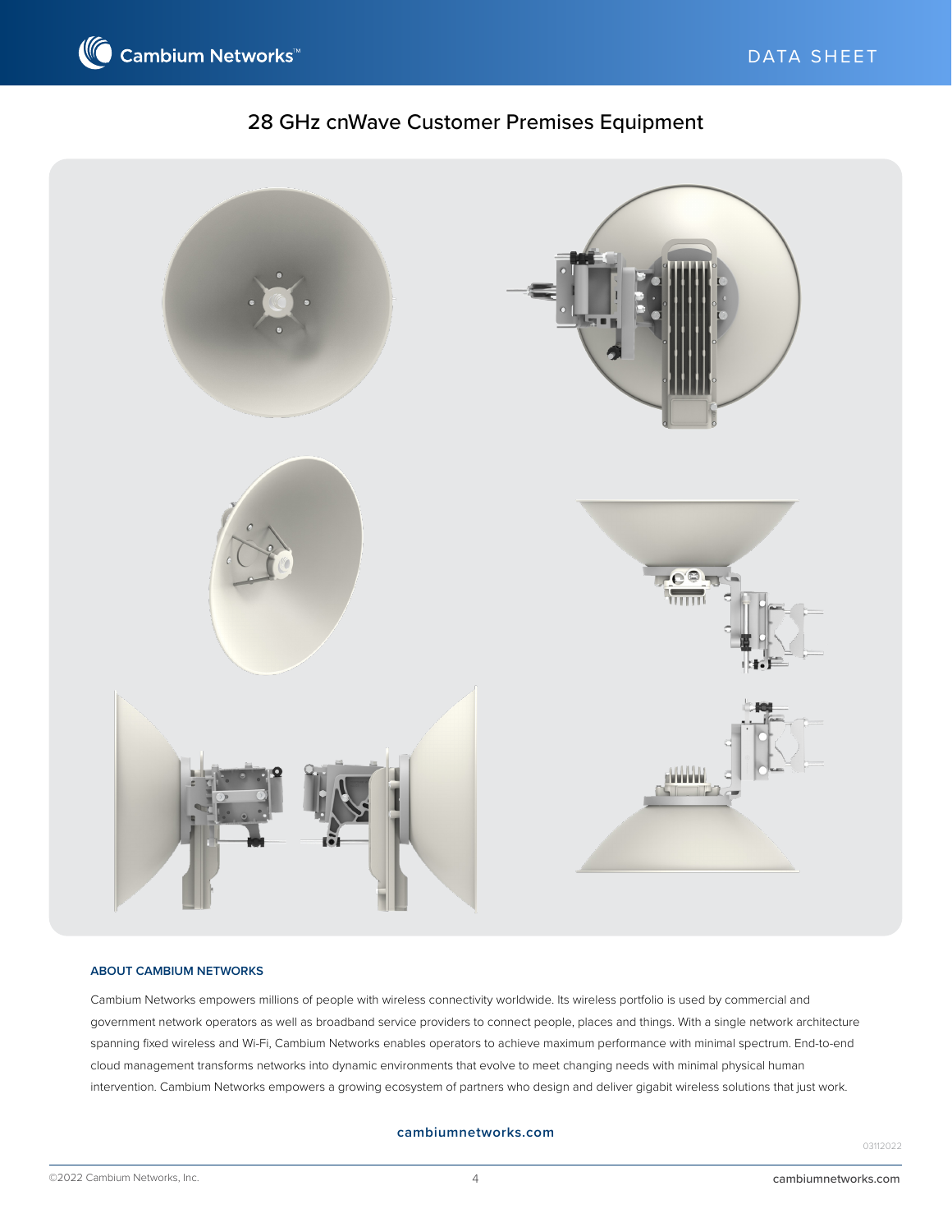# 28 GHz cnWave Customer Premises Equipment

### ABOUT CAMBIUM NETWORKS

Cambium Networks empowers millions of people with wireless connectivity worldwide. Its wireless portfolio is used by commercial and government network operators as well as broadband service providers to connect people, places and things. With a single network architecture spanning fixed wireless and Wi-Fi, Cambium Networks enables operators to achieve maximum performance with minimal spectrum. End-to-end cloud management transforms networks into dynamic environments that evolve to meet changing needs with minimal physical human intervention. Cambium Networks empowers a growing ecosystem of partners who design and deliver gigabit wireless solutions that just work.

**cambiumnetworks.com**

03112022